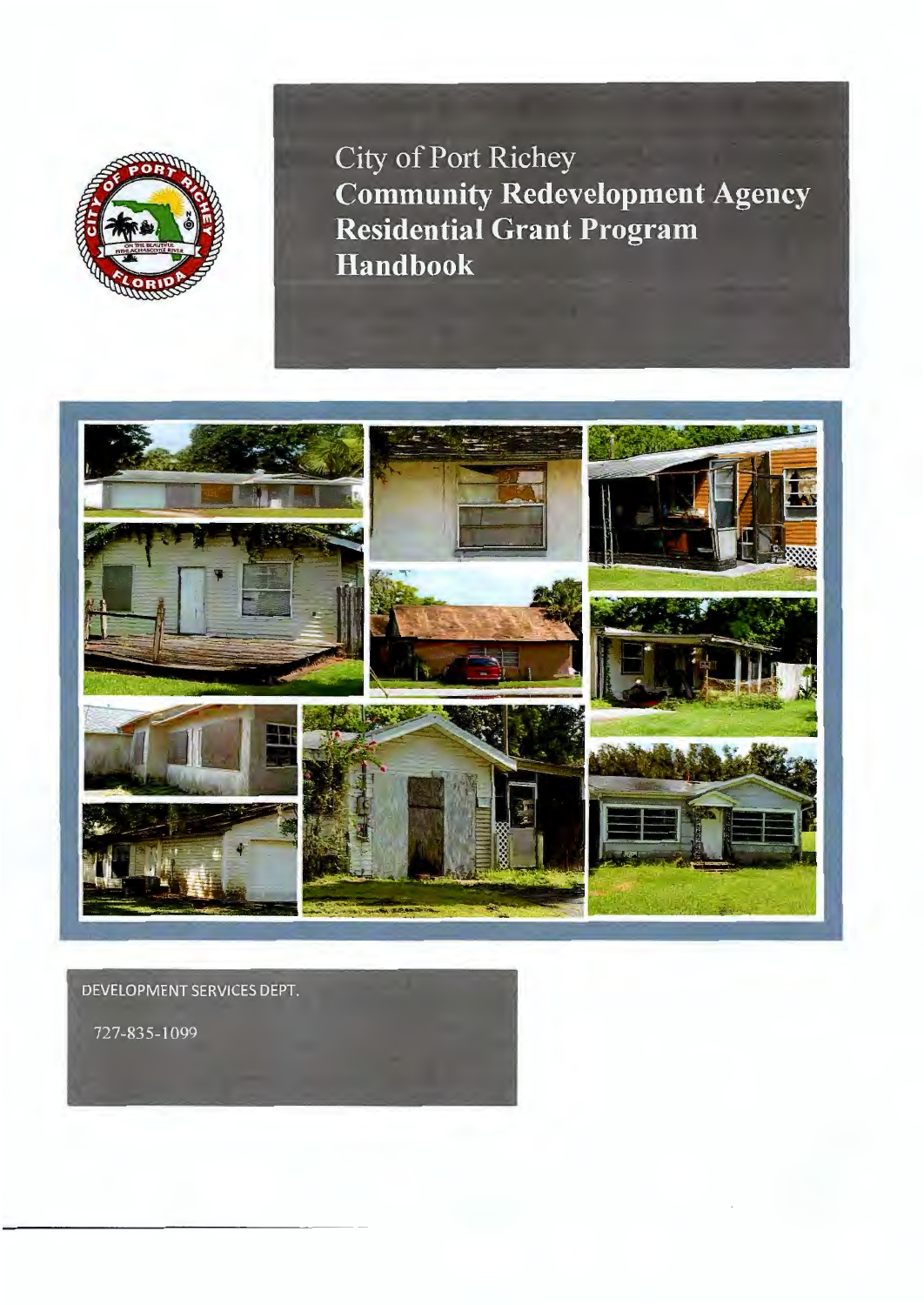# City of Port Richey
# Community Redevelopment Agency Residential Grant Program Handbook

DEVELOPMENT SERVICES DEPT.

727-835-1099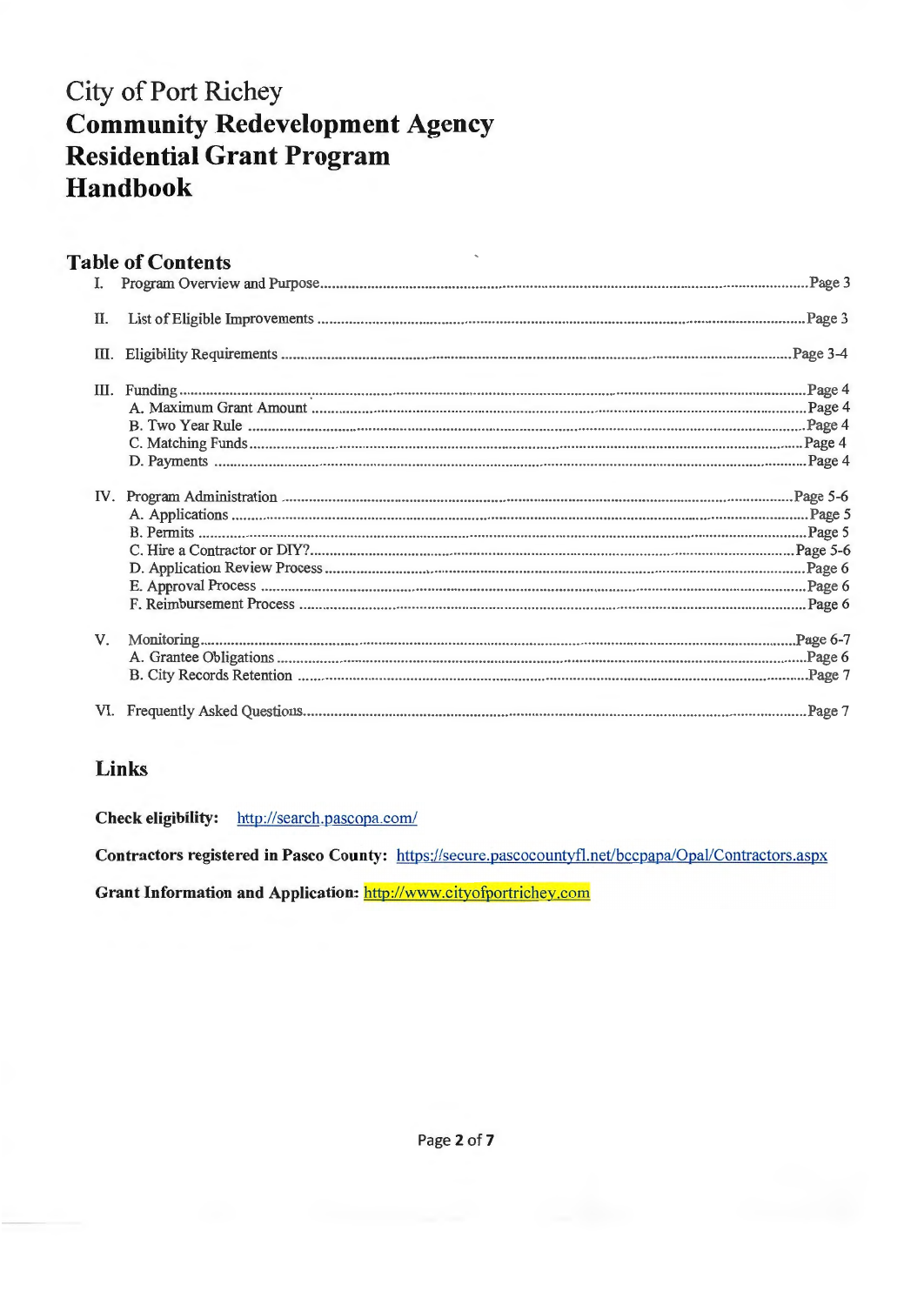# City of Port Richey
# **Community Redevelopment Agency Residential Grant Program Handbook**

## Table of Contents

I. Program Overview and Purpose.....Page 3

II. List of Eligible Improvements.....Page 3

III. Eligibility Requirements.....Page 3-4

III. Funding.....Page 4
- A. Maximum Grant Amount.....Page 4
- B. Two Year Rule.....Page 4
- C. Matching Funds.....Page 4
- D. Payments.....Page 4

IV. Program Administration.....Page 5-6
- A. Applications.....Page 5
- B. Permits.....Page 5
- C. Hire a Contractor or DIY?.....Page 5-6
- D. Application Review Process.....Page 6
- E. Approval Process.....Page 6
- F. Reimbursement Process.....Page 6

V. Monitoring.....Page 6-7
- A. Grantee Obligations.....Page 6
- B. City Records Retention.....Page 7

VI. Frequently Asked Questions.....Page 7

## Links

**Check eligibility:** http://search.pascopa.com/

**Contractors registered in Pasco County:** https://secure.pascocountyfl.net/bccpapa/Opal/Contractors.aspx

**Grant Information and Application:** http://www.cityofportrichey.com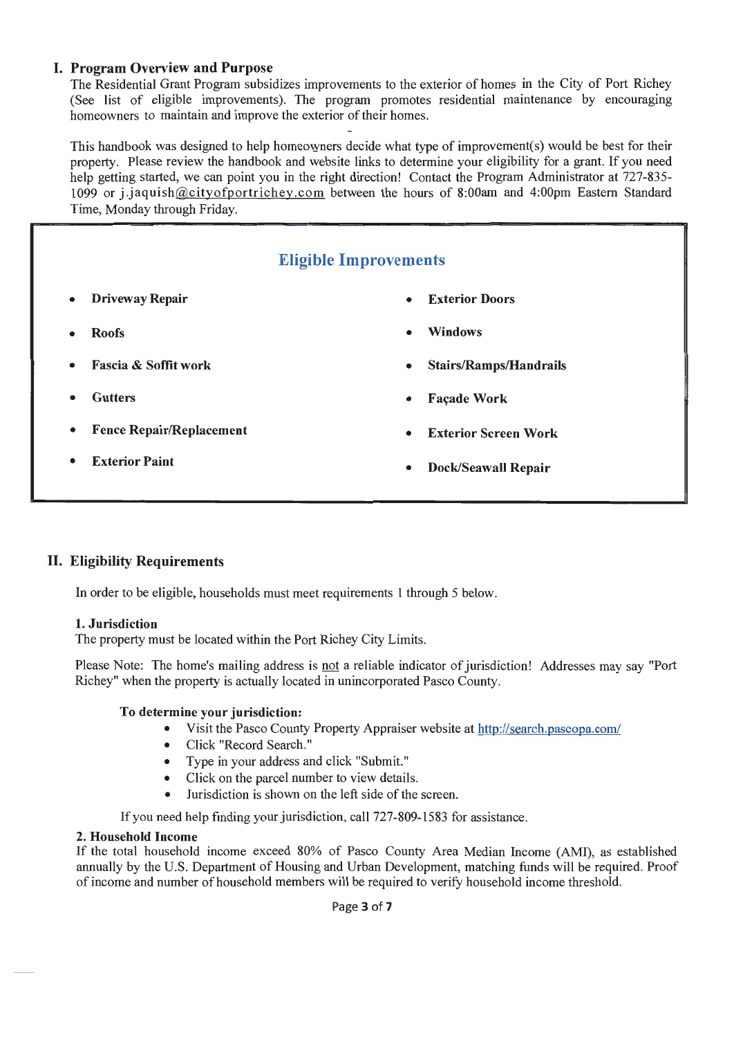## I. Program Overview and Purpose

The Residential Grant Program subsidizes improvements to the exterior of homes in the City of Port Richey (See list of eligible improvements). The program promotes residential maintenance by encouraging homeowners to maintain and improve the exterior of their homes.

This handbook was designed to help homeowners decide what type of improvement(s) would be best for their property. Please review the handbook and website links to determine your eligibility for a grant. If you need help getting started, we can point you in the right direction! Contact the Program Administrator at 727-835-1099 or j.jaquish@cityofportrichey.com between the hours of 8:00am and 4:00pm Eastern Standard Time, Monday through Friday.

### Eligible Improvements

- **Driveway Repair**
- **Roofs**
- **Fascia & Soffit work**
- **Gutters**
- **Fence Repair/Replacement**
- **Exterior Paint**
- **Exterior Doors**
- **Windows**
- **Stairs/Ramps/Handrails**
- **Façade Work**
- **Exterior Screen Work**
- **Dock/Seawall Repair**

## II. Eligibility Requirements

In order to be eligible, households must meet requirements 1 through 5 below.

**1. Jurisdiction**

The property must be located within the Port Richey City Limits.

Please Note: The home's mailing address is not a reliable indicator of jurisdiction! Addresses may say "Port Richey" when the property is actually located in unincorporated Pasco County.

**To determine your jurisdiction:**

- Visit the Pasco County Property Appraiser website at http://search.pascopa.com/
- Click "Record Search."
- Type in your address and click "Submit."
- Click on the parcel number to view details.
- Jurisdiction is shown on the left side of the screen.

If you need help finding your jurisdiction, call 727-809-1583 for assistance.

**2. Household Income**

If the total household income exceed 80% of Pasco County Area Median Income (AMI), as established annually by the U.S. Department of Housing and Urban Development, matching funds will be required. Proof of income and number of household members will be required to verify household income threshold.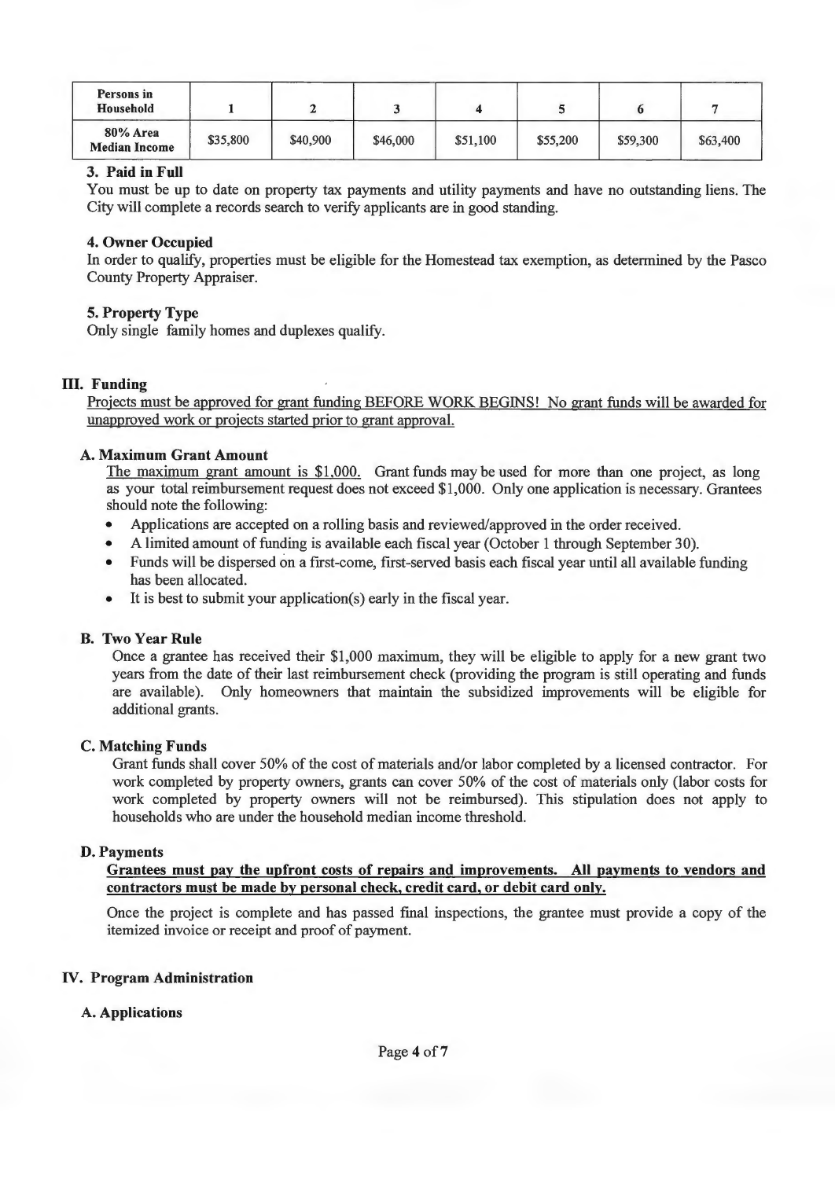| Persons in Household | 1 | 2 | 3 | 4 | 5 | 6 | 7 |
|---|---|---|---|---|---|---|---|
| 80% Area Median Income | $35,800 | $40,900 | $46,000 | $51,100 | $55,200 | $59,300 | $63,400 |

**3. Paid in Full**

You must be up to date on property tax payments and utility payments and have no outstanding liens. The City will complete a records search to verify applicants are in good standing.

**4. Owner Occupied**

In order to qualify, properties must be eligible for the Homestead tax exemption, as determined by the Pasco County Property Appraiser.

**5. Property Type**

Only single family homes and duplexes qualify.

## III. Funding

Projects must be approved for grant funding BEFORE WORK BEGINS! No grant funds will be awarded for unapproved work or projects started prior to grant approval.

### A. Maximum Grant Amount

The maximum grant amount is $1,000. Grant funds may be used for more than one project, as long as your total reimbursement request does not exceed $1,000. Only one application is necessary. Grantees should note the following:

- Applications are accepted on a rolling basis and reviewed/approved in the order received.
- A limited amount of funding is available each fiscal year (October 1 through September 30).
- Funds will be dispersed on a first-come, first-served basis each fiscal year until all available funding has been allocated.
- It is best to submit your application(s) early in the fiscal year.

### B. Two Year Rule

Once a grantee has received their $1,000 maximum, they will be eligible to apply for a new grant two years from the date of their last reimbursement check (providing the program is still operating and funds are available). Only homeowners that maintain the subsidized improvements will be eligible for additional grants.

### C. Matching Funds

Grant funds shall cover 50% of the cost of materials and/or labor completed by a licensed contractor. For work completed by property owners, grants can cover 50% of the cost of materials only (labor costs for work completed by property owners will not be reimbursed). This stipulation does not apply to households who are under the household median income threshold.

### D. Payments

**Grantees must pay the upfront costs of repairs and improvements. All payments to vendors and contractors must be made by personal check, credit card, or debit card only.**

Once the project is complete and has passed final inspections, the grantee must provide a copy of the itemized invoice or receipt and proof of payment.

## IV. Program Administration

### A. Applications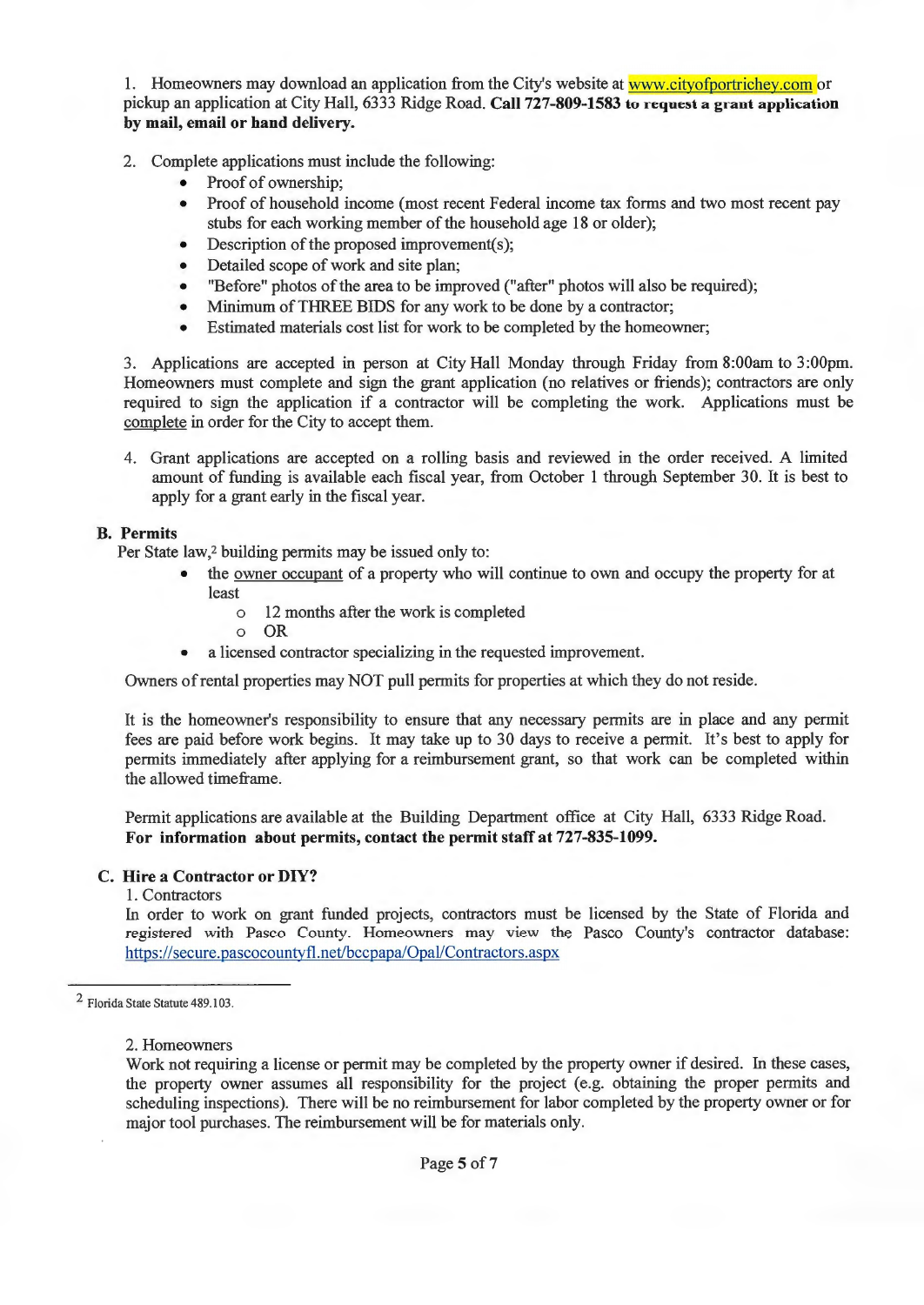1. Homeowners may download an application from the City's website at www.cityofportrichey.com or pickup an application at City Hall, 6333 Ridge Road. **Call 727-809-1583 to request a grant application by mail, email or hand delivery.**

2. Complete applications must include the following:
    - Proof of ownership;
    - Proof of household income (most recent Federal income tax forms and two most recent pay stubs for each working member of the household age 18 or older);
    - Description of the proposed improvement(s);
    - Detailed scope of work and site plan;
    - "Before" photos of the area to be improved ("after" photos will also be required);
    - Minimum of THREE BIDS for any work to be done by a contractor;
    - Estimated materials cost list for work to be completed by the homeowner;

3. Applications are accepted in person at City Hall Monday through Friday from 8:00am to 3:00pm. Homeowners must complete and sign the grant application (no relatives or friends); contractors are only required to sign the application if a contractor will be completing the work. Applications must be complete in order for the City to accept them.

4. Grant applications are accepted on a rolling basis and reviewed in the order received. A limited amount of funding is available each fiscal year, from October 1 through September 30. It is best to apply for a grant early in the fiscal year.

### B. Permits

Per State law,[2] building permits may be issued only to:

- the owner occupant of a property who will continue to own and occupy the property for at least
    - 12 months after the work is completed
    - OR
- a licensed contractor specializing in the requested improvement.

Owners of rental properties may NOT pull permits for properties at which they do not reside.

It is the homeowner's responsibility to ensure that any necessary permits are in place and any permit fees are paid before work begins. It may take up to 30 days to receive a permit. It's best to apply for permits immediately after applying for a reimbursement grant, so that work can be completed within the allowed timeframe.

Permit applications are available at the Building Department office at City Hall, 6333 Ridge Road. **For information about permits, contact the permit staff at 727-835-1099.**

### C. Hire a Contractor or DIY?

1. Contractors

In order to work on grant funded projects, contractors must be licensed by the State of Florida and registered with Pasco County. Homeowners may view the Pasco County's contractor database: https://secure.pascocountyfl.net/bccpapa/Opal/Contractors.aspx

2. Homeowners

Work not requiring a license or permit may be completed by the property owner if desired. In these cases, the property owner assumes all responsibility for the project (e.g. obtaining the proper permits and scheduling inspections). There will be no reimbursement for labor completed by the property owner or for major tool purchases. The reimbursement will be for materials only.

---

[2] Florida State Statute 489.103.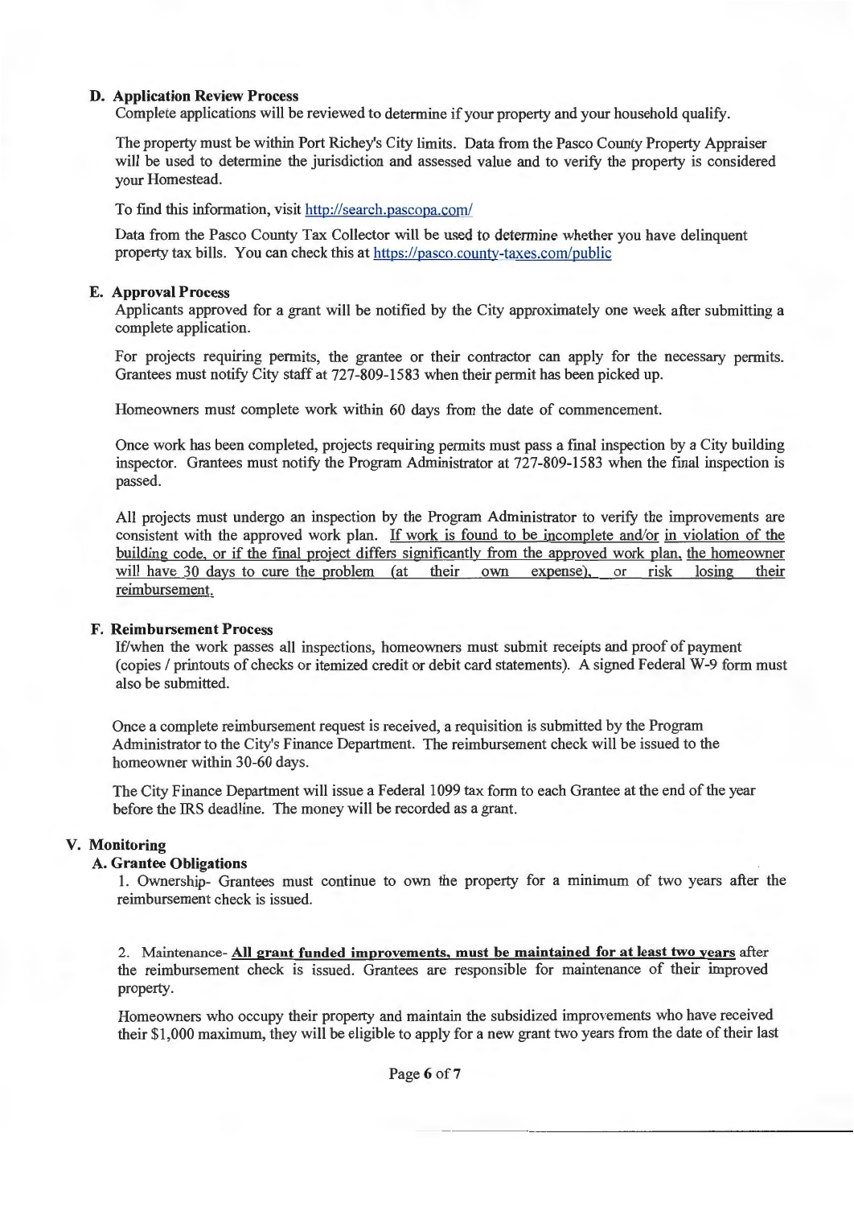### D. Application Review Process

Complete applications will be reviewed to determine if your property and your household qualify.

The property must be within Port Richey's City limits. Data from the Pasco County Property Appraiser will be used to determine the jurisdiction and assessed value and to verify the property is considered your Homestead.

To find this information, visit http://search.pascopa.com/

Data from the Pasco County Tax Collector will be used to determine whether you have delinquent property tax bills. You can check this at https://pasco.county-taxes.com/public

### E. Approval Process

Applicants approved for a grant will be notified by the City approximately one week after submitting a complete application.

For projects requiring permits, the grantee or their contractor can apply for the necessary permits. Grantees must notify City staff at 727-809-1583 when their permit has been picked up.

Homeowners must complete work within 60 days from the date of commencement.

Once work has been completed, projects requiring permits must pass a final inspection by a City building inspector. Grantees must notify the Program Administrator at 727-809-1583 when the final inspection is passed.

All projects must undergo an inspection by the Program Administrator to verify the improvements are consistent with the approved work plan. <u>If work is found to be incomplete and/or in violation of the building code, or if the final project differs significantly from the approved work plan, the homeowner will have 30 days to cure the problem (at their own expense), or risk losing their reimbursement.</u>

### F. Reimbursement Process

If/when the work passes all inspections, homeowners must submit receipts and proof of payment (copies / printouts of checks or itemized credit or debit card statements). A signed Federal W-9 form must also be submitted.

Once a complete reimbursement request is received, a requisition is submitted by the Program Administrator to the City's Finance Department. The reimbursement check will be issued to the homeowner within 30-60 days.

The City Finance Department will issue a Federal 1099 tax form to each Grantee at the end of the year before the IRS deadline. The money will be recorded as a grant.

## V. Monitoring

### A. Grantee Obligations

1. Ownership- Grantees must continue to own the property for a minimum of two years after the reimbursement check is issued.

2. Maintenance- **<u>All grant funded improvements, must be maintained for at least two years</u>** after the reimbursement check is issued. Grantees are responsible for maintenance of their improved property.

Homeowners who occupy their property and maintain the subsidized improvements who have received their $1,000 maximum, they will be eligible to apply for a new grant two years from the date of their last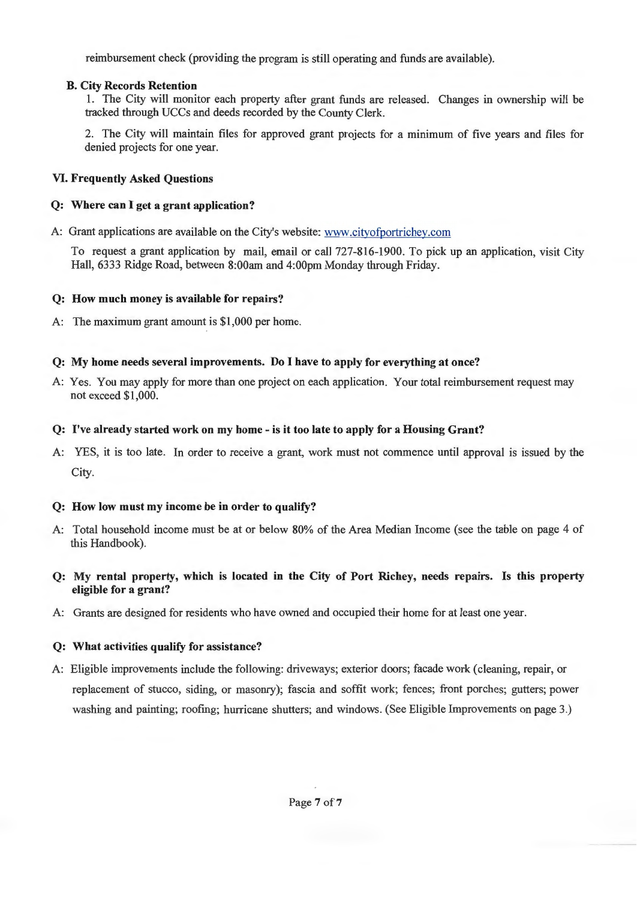reimbursement check (providing the program is still operating and funds are available).

**B. City Records Retention**

1. The City will monitor each property after grant funds are released. Changes in ownership will be tracked through UCCs and deeds recorded by the County Clerk.

2. The City will maintain files for approved grant projects for a minimum of five years and files for denied projects for one year.

## VI. Frequently Asked Questions

**Q: Where can I get a grant application?**

A: Grant applications are available on the City's website: www.cityofportrichey.com

To request a grant application by mail, email or call 727-816-1900. To pick up an application, visit City Hall, 6333 Ridge Road, between 8:00am and 4:00pm Monday through Friday.

**Q: How much money is available for repairs?**

A: The maximum grant amount is $1,000 per home.

**Q: My home needs several improvements. Do I have to apply for everything at once?**

A: Yes. You may apply for more than one project on each application. Your total reimbursement request may not exceed $1,000.

**Q: I've already started work on my home - is it too late to apply for a Housing Grant?**

A: YES, it is too late. In order to receive a grant, work must not commence until approval is issued by the City.

**Q: How low must my income be in order to qualify?**

A: Total household income must be at or below 80% of the Area Median Income (see the table on page 4 of this Handbook).

**Q: My rental property, which is located in the City of Port Richey, needs repairs. Is this property eligible for a grant?**

A: Grants are designed for residents who have owned and occupied their home for at least one year.

**Q: What activities qualify for assistance?**

A: Eligible improvements include the following: driveways; exterior doors; facade work (cleaning, repair, or replacement of stucco, siding, or masonry); fascia and soffit work; fences; front porches; gutters; power washing and painting; roofing; hurricane shutters; and windows. (See Eligible Improvements on page 3.)